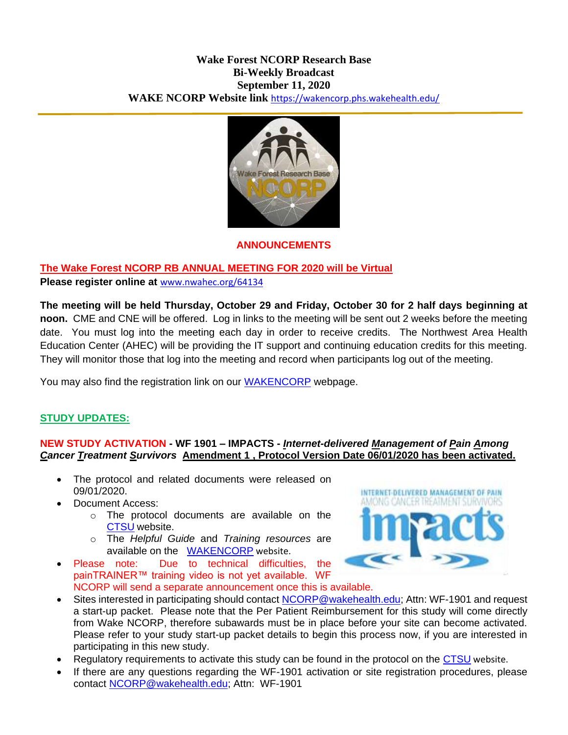**Wake Forest NCORP Research Base**
**Bi-Weekly Broadcast**
**September 11, 2020**
**WAKE NCORP Website link** https://wakencorp.phs.wakehealth.edu/

## ANNOUNCEMENTS

**The Wake Forest NCORP RB ANNUAL MEETING FOR 2020 will be Virtual**
**Please register online at** www.nwahec.org/64134

**The meeting will be held Thursday, October 29 and Friday, October 30 for 2 half days beginning at noon.** CME and CNE will be offered. Log in links to the meeting will be sent out 2 weeks before the meeting date. You must log into the meeting each day in order to receive credits. The Northwest Area Health Education Center (AHEC) will be providing the IT support and continuing education credits for this meeting. They will monitor those that log into the meeting and record when participants log out of the meeting.

You may also find the registration link on our WAKENCORP webpage.

## STUDY UPDATES:

**NEW STUDY ACTIVATION - WF 1901 – IMPACTS - *Internet-delivered Management of Pain Among Cancer Treatment Survivors* Amendment 1 , Protocol Version Date 06/01/2020 has been activated.**

- The protocol and related documents were released on 09/01/2020.
- Document Access:
  - The protocol documents are available on the CTSU website.
  - The *Helpful Guide* and *Training resources* are available on the WAKENCORP website.
- Please note: Due to technical difficulties, the painTRAINER™ training video is not yet available. WF NCORP will send a separate announcement once this is available.
- Sites interested in participating should contact NCORP@wakehealth.edu; Attn: WF-1901 and request a start-up packet. Please note that the Per Patient Reimbursement for this study will come directly from Wake NCORP, therefore subawards must be in place before your site can become activated. Please refer to your study start-up packet details to begin this process now, if you are interested in participating in this new study.
- Regulatory requirements to activate this study can be found in the protocol on the CTSU website.
- If there are any questions regarding the WF-1901 activation or site registration procedures, please contact NCORP@wakehealth.edu; Attn: WF-1901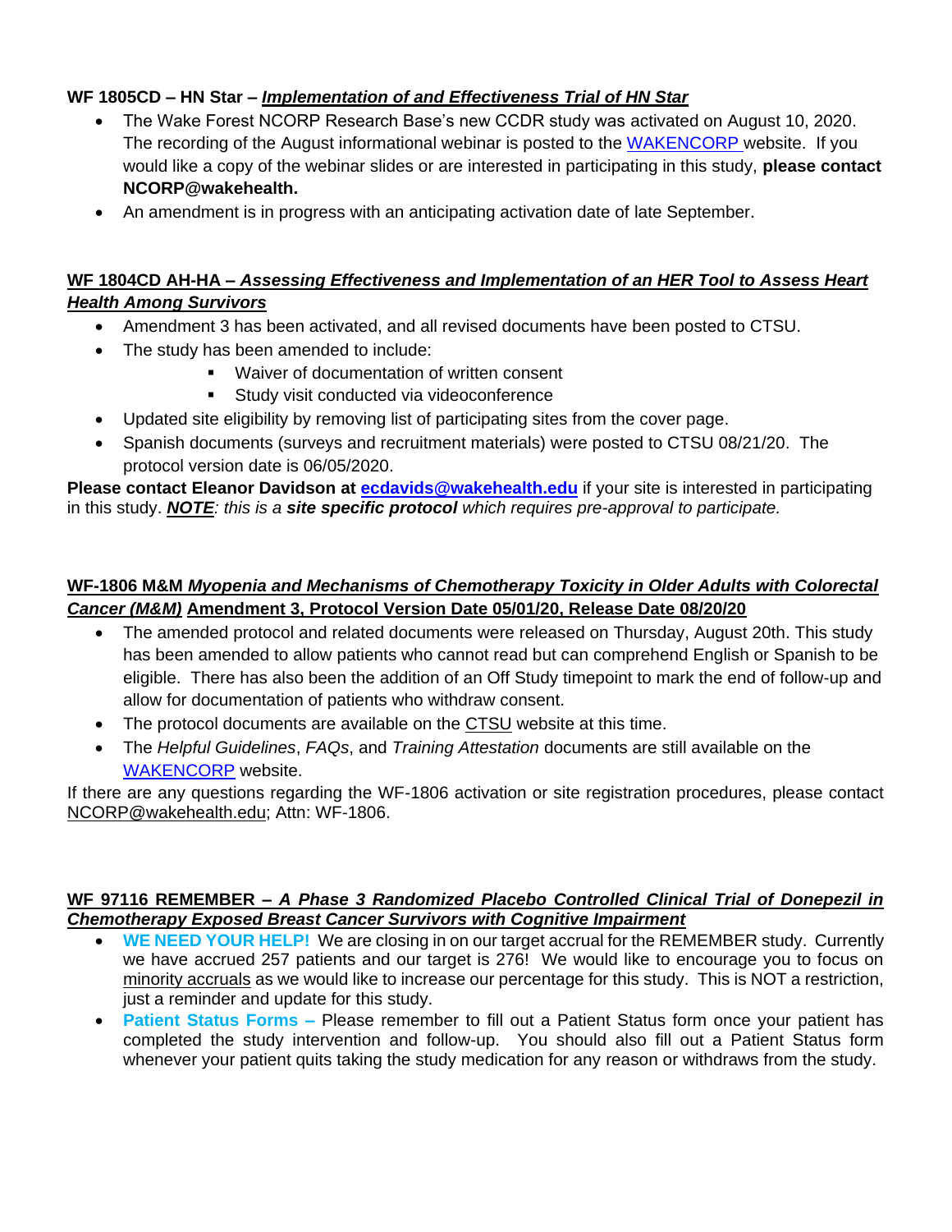**WF 1805CD – HN Star – *Implementation of and Effectiveness Trial of HN Star***

- The Wake Forest NCORP Research Base's new CCDR study was activated on August 10, 2020. The recording of the August informational webinar is posted to the WAKENCORP website. If you would like a copy of the webinar slides or are interested in participating in this study, **please contact NCORP@wakehealth.**
- An amendment is in progress with an anticipating activation date of late September.

**WF 1804CD AH-HA – *Assessing Effectiveness and Implementation of an HER Tool to Assess Heart Health Among Survivors***

- Amendment 3 has been activated, and all revised documents have been posted to CTSU.
- The study has been amended to include:
  - Waiver of documentation of written consent
  - Study visit conducted via videoconference
- Updated site eligibility by removing list of participating sites from the cover page.
- Spanish documents (surveys and recruitment materials) were posted to CTSU 08/21/20. The protocol version date is 06/05/2020.

**Please contact Eleanor Davidson at ecdavids@wakehealth.edu** if your site is interested in participating in this study. ***NOTE**: this is a **site specific protocol** which requires pre-approval to participate.*

**WF-1806 M&M *Myopenia and Mechanisms of Chemotherapy Toxicity in Older Adults with Colorectal Cancer (M&M)* Amendment 3, Protocol Version Date 05/01/20, Release Date 08/20/20**

- The amended protocol and related documents were released on Thursday, August 20th. This study has been amended to allow patients who cannot read but can comprehend English or Spanish to be eligible. There has also been the addition of an Off Study timepoint to mark the end of follow-up and allow for documentation of patients who withdraw consent.
- The protocol documents are available on the CTSU website at this time.
- The *Helpful Guidelines*, *FAQs*, and *Training Attestation* documents are still available on the WAKENCORP website.

If there are any questions regarding the WF-1806 activation or site registration procedures, please contact NCORP@wakehealth.edu; Attn: WF-1806.

**WF 97116 REMEMBER – *A Phase 3 Randomized Placebo Controlled Clinical Trial of Donepezil in Chemotherapy Exposed Breast Cancer Survivors with Cognitive Impairment***

- **WE NEED YOUR HELP!** We are closing in on our target accrual for the REMEMBER study. Currently we have accrued 257 patients and our target is 276! We would like to encourage you to focus on minority accruals as we would like to increase our percentage for this study. This is NOT a restriction, just a reminder and update for this study.
- **Patient Status Forms –** Please remember to fill out a Patient Status form once your patient has completed the study intervention and follow-up. You should also fill out a Patient Status form whenever your patient quits taking the study medication for any reason or withdraws from the study.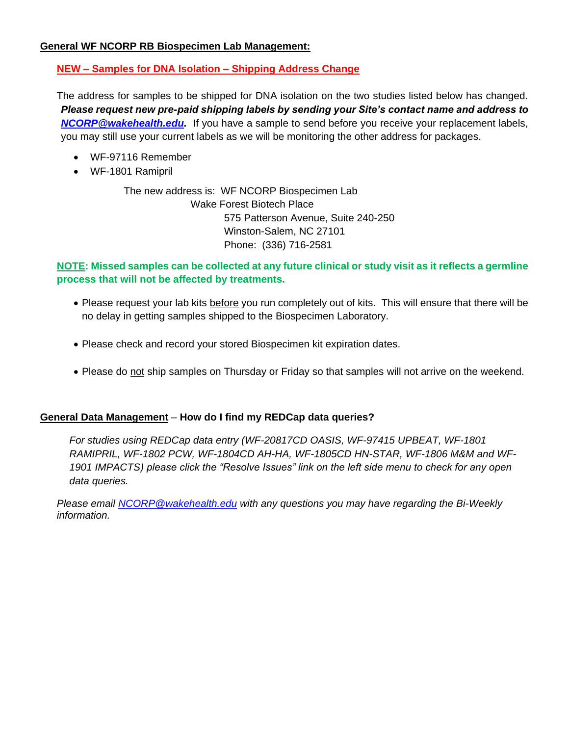**General WF NCORP RB Biospecimen Lab Management:**

**NEW – Samples for DNA Isolation – Shipping Address Change**

The address for samples to be shipped for DNA isolation on the two studies listed below has changed. ***Please request new pre-paid shipping labels by sending your Site's contact name and address to [NCORP@wakehealth.edu](mailto:NCORP@wakehealth.edu).*** If you have a sample to send before you receive your replacement labels, you may still use your current labels as we will be monitoring the other address for packages.

- WF-97116 Remember
- WF-1801 Ramipril

The new address is: WF NCORP Biospecimen Lab
Wake Forest Biotech Place
575 Patterson Avenue, Suite 240-250
Winston-Salem, NC 27101
Phone: (336) 716-2581

**NOTE: Missed samples can be collected at any future clinical or study visit as it reflects a germline process that will not be affected by treatments.**

- Please request your lab kits before you run completely out of kits. This will ensure that there will be no delay in getting samples shipped to the Biospecimen Laboratory.
- Please check and record your stored Biospecimen kit expiration dates.
- Please do not ship samples on Thursday or Friday so that samples will not arrive on the weekend.

**General Data Management – How do I find my REDCap data queries?**

*For studies using REDCap data entry (WF-20817CD OASIS, WF-97415 UPBEAT, WF-1801 RAMIPRIL, WF-1802 PCW, WF-1804CD AH-HA, WF-1805CD HN-STAR, WF-1806 M&M and WF-1901 IMPACTS) please click the "Resolve Issues" link on the left side menu to check for any open data queries.*

*Please email [NCORP@wakehealth.edu](mailto:NCORP@wakehealth.edu) with any questions you may have regarding the Bi-Weekly information.*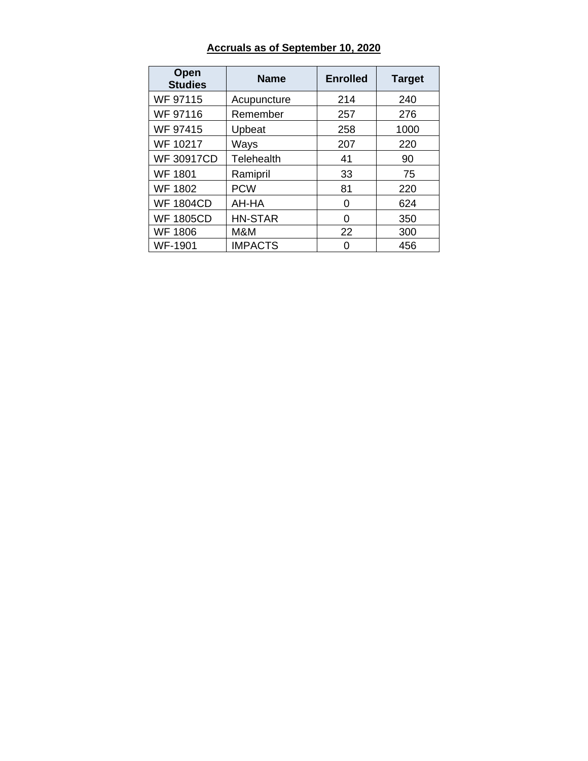**Accruals as of September 10, 2020**

| Open Studies | Name | Enrolled | Target |
|---|---|---|---|
| WF 97115 | Acupuncture | 214 | 240 |
| WF 97116 | Remember | 257 | 276 |
| WF 97415 | Upbeat | 258 | 1000 |
| WF 10217 | Ways | 207 | 220 |
| WF 30917CD | Telehealth | 41 | 90 |
| WF 1801 | Ramipril | 33 | 75 |
| WF 1802 | PCW | 81 | 220 |
| WF 1804CD | AH-HA | 0 | 624 |
| WF 1805CD | HN-STAR | 0 | 350 |
| WF 1806 | M&M | 22 | 300 |
| WF-1901 | IMPACTS | 0 | 456 |